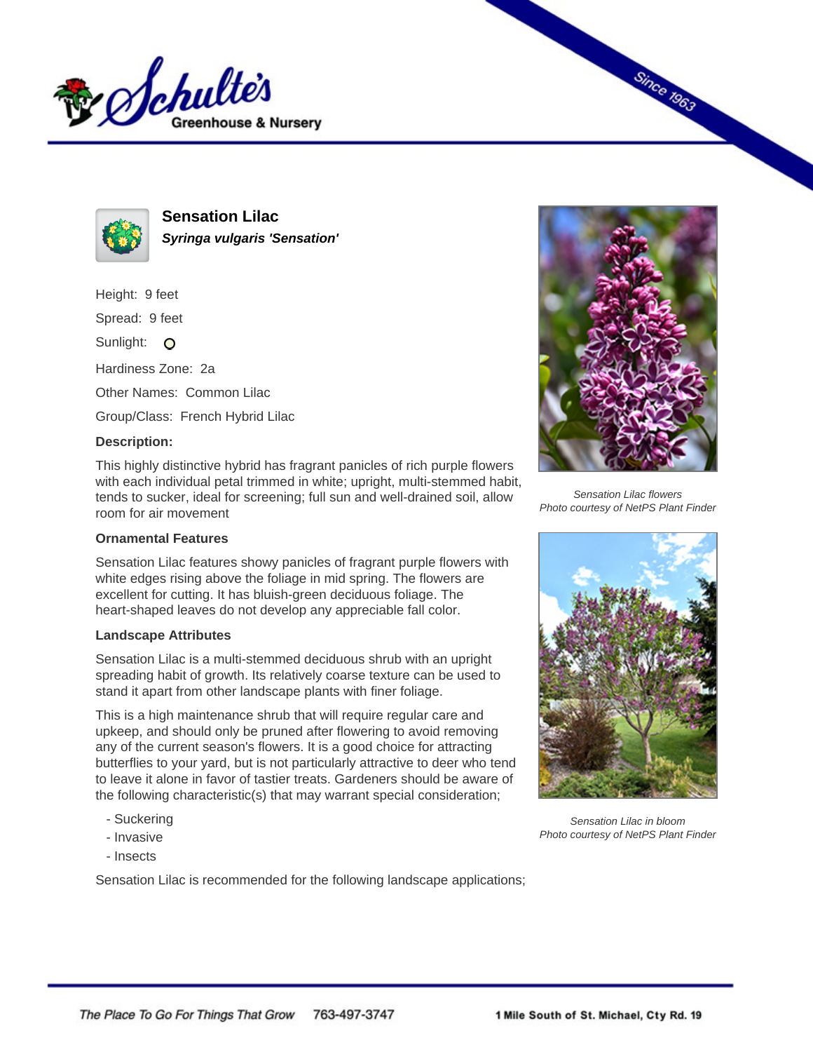# Sensation Lilac

***Syringa vulgaris 'Sensation'***

Height: 9 feet

Spread: 9 feet

Sunlight:

Hardiness Zone: 2a

Other Names: Common Lilac

Group/Class: French Hybrid Lilac

**Description:**

This highly distinctive hybrid has fragrant panicles of rich purple flowers with each individual petal trimmed in white; upright, multi-stemmed habit, tends to sucker, ideal for screening; full sun and well-drained soil, allow room for air movement

*Sensation Lilac flowers*
*Photo courtesy of NetPS Plant Finder*

### Ornamental Features

Sensation Lilac features showy panicles of fragrant purple flowers with white edges rising above the foliage in mid spring. The flowers are excellent for cutting. It has bluish-green deciduous foliage. The heart-shaped leaves do not develop any appreciable fall color.

### Landscape Attributes

Sensation Lilac is a multi-stemmed deciduous shrub with an upright spreading habit of growth. Its relatively coarse texture can be used to stand it apart from other landscape plants with finer foliage.

This is a high maintenance shrub that will require regular care and upkeep, and should only be pruned after flowering to avoid removing any of the current season's flowers. It is a good choice for attracting butterflies to your yard, but is not particularly attractive to deer who tend to leave it alone in favor of tastier treats. Gardeners should be aware of the following characteristic(s) that may warrant special consideration;

- Suckering
- Invasive
- Insects

*Sensation Lilac in bloom*
*Photo courtesy of NetPS Plant Finder*

Sensation Lilac is recommended for the following landscape applications;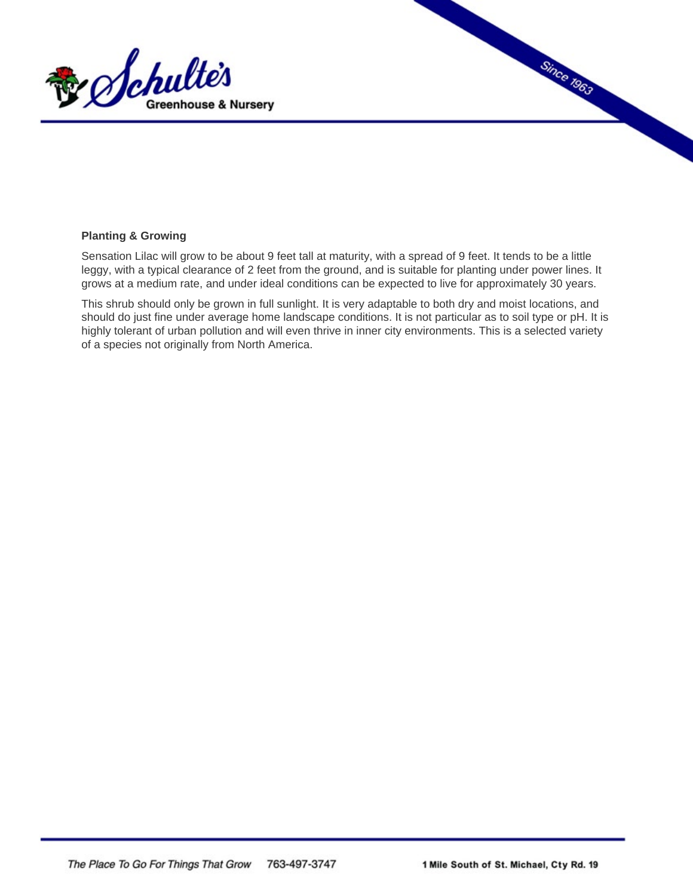**Planting & Growing**

Sensation Lilac will grow to be about 9 feet tall at maturity, with a spread of 9 feet. It tends to be a little leggy, with a typical clearance of 2 feet from the ground, and is suitable for planting under power lines. It grows at a medium rate, and under ideal conditions can be expected to live for approximately 30 years.

This shrub should only be grown in full sunlight. It is very adaptable to both dry and moist locations, and should do just fine under average home landscape conditions. It is not particular as to soil type or pH. It is highly tolerant of urban pollution and will even thrive in inner city environments. This is a selected variety of a species not originally from North America.